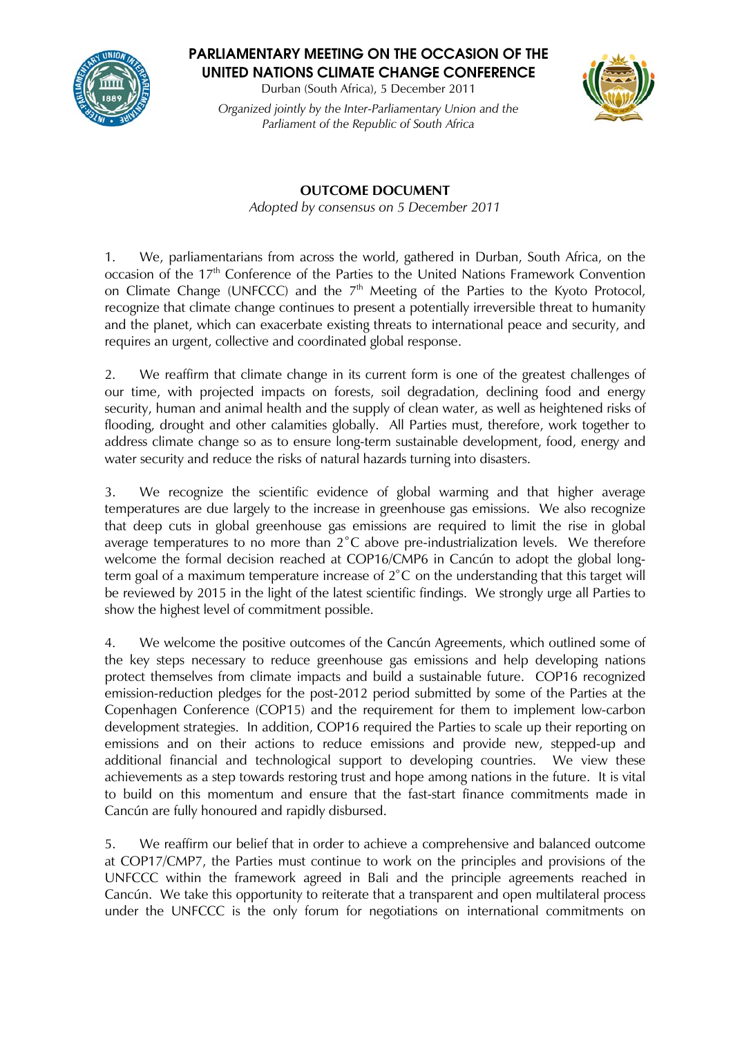# PARLIAMENTARY MEETING ON THE OCCASION OF THE UNITED NATIONS CLIMATE CHANGE CONFERENCE

Durban (South Africa), 5 December 2011

*Organized jointly by the Inter-Parliamentary Union and the Parliament of the Republic of South Africa*

## OUTCOME DOCUMENT

*Adopted by consensus on 5 December 2011*

1. We, parliamentarians from across the world, gathered in Durban, South Africa, on the occasion of the 17th Conference of the Parties to the United Nations Framework Convention on Climate Change (UNFCCC) and the 7th Meeting of the Parties to the Kyoto Protocol, recognize that climate change continues to present a potentially irreversible threat to humanity and the planet, which can exacerbate existing threats to international peace and security, and requires an urgent, collective and coordinated global response.

2. We reaffirm that climate change in its current form is one of the greatest challenges of our time, with projected impacts on forests, soil degradation, declining food and energy security, human and animal health and the supply of clean water, as well as heightened risks of flooding, drought and other calamities globally. All Parties must, therefore, work together to address climate change so as to ensure long-term sustainable development, food, energy and water security and reduce the risks of natural hazards turning into disasters.

3. We recognize the scientific evidence of global warming and that higher average temperatures are due largely to the increase in greenhouse gas emissions. We also recognize that deep cuts in global greenhouse gas emissions are required to limit the rise in global average temperatures to no more than 2˚C above pre-industrialization levels. We therefore welcome the formal decision reached at COP16/CMP6 in Cancún to adopt the global long-term goal of a maximum temperature increase of 2˚C on the understanding that this target will be reviewed by 2015 in the light of the latest scientific findings. We strongly urge all Parties to show the highest level of commitment possible.

4. We welcome the positive outcomes of the Cancún Agreements, which outlined some of the key steps necessary to reduce greenhouse gas emissions and help developing nations protect themselves from climate impacts and build a sustainable future. COP16 recognized emission-reduction pledges for the post-2012 period submitted by some of the Parties at the Copenhagen Conference (COP15) and the requirement for them to implement low-carbon development strategies. In addition, COP16 required the Parties to scale up their reporting on emissions and on their actions to reduce emissions and provide new, stepped-up and additional financial and technological support to developing countries. We view these achievements as a step towards restoring trust and hope among nations in the future. It is vital to build on this momentum and ensure that the fast-start finance commitments made in Cancún are fully honoured and rapidly disbursed.

5. We reaffirm our belief that in order to achieve a comprehensive and balanced outcome at COP17/CMP7, the Parties must continue to work on the principles and provisions of the UNFCCC within the framework agreed in Bali and the principle agreements reached in Cancún. We take this opportunity to reiterate that a transparent and open multilateral process under the UNFCCC is the only forum for negotiations on international commitments on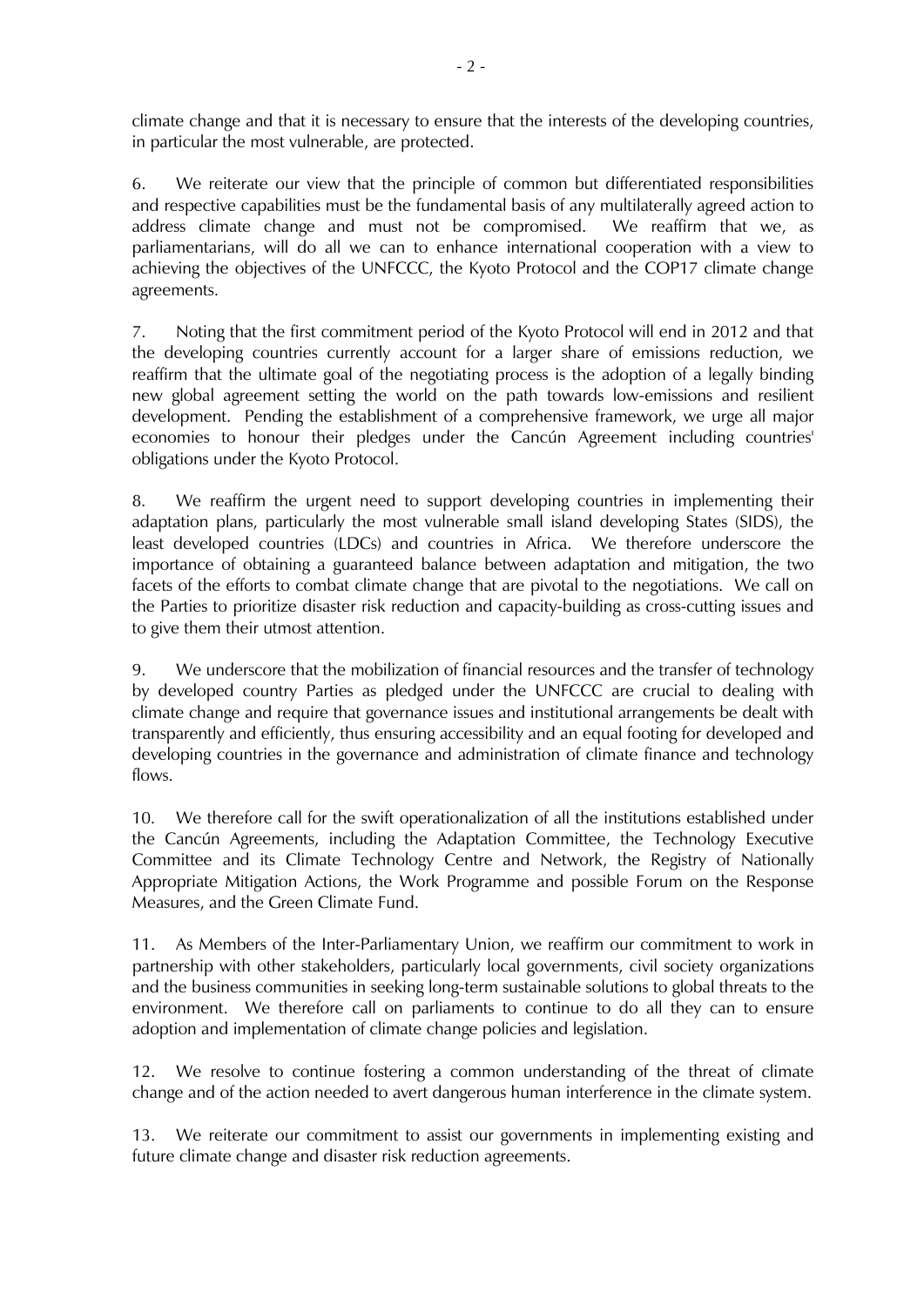climate change and that it is necessary to ensure that the interests of the developing countries, in particular the most vulnerable, are protected.

6. We reiterate our view that the principle of common but differentiated responsibilities and respective capabilities must be the fundamental basis of any multilaterally agreed action to address climate change and must not be compromised. We reaffirm that we, as parliamentarians, will do all we can to enhance international cooperation with a view to achieving the objectives of the UNFCCC, the Kyoto Protocol and the COP17 climate change agreements.

7. Noting that the first commitment period of the Kyoto Protocol will end in 2012 and that the developing countries currently account for a larger share of emissions reduction, we reaffirm that the ultimate goal of the negotiating process is the adoption of a legally binding new global agreement setting the world on the path towards low-emissions and resilient development. Pending the establishment of a comprehensive framework, we urge all major economies to honour their pledges under the Cancún Agreement including countries' obligations under the Kyoto Protocol.

8. We reaffirm the urgent need to support developing countries in implementing their adaptation plans, particularly the most vulnerable small island developing States (SIDS), the least developed countries (LDCs) and countries in Africa. We therefore underscore the importance of obtaining a guaranteed balance between adaptation and mitigation, the two facets of the efforts to combat climate change that are pivotal to the negotiations. We call on the Parties to prioritize disaster risk reduction and capacity-building as cross-cutting issues and to give them their utmost attention.

9. We underscore that the mobilization of financial resources and the transfer of technology by developed country Parties as pledged under the UNFCCC are crucial to dealing with climate change and require that governance issues and institutional arrangements be dealt with transparently and efficiently, thus ensuring accessibility and an equal footing for developed and developing countries in the governance and administration of climate finance and technology flows.

10. We therefore call for the swift operationalization of all the institutions established under the Cancún Agreements, including the Adaptation Committee, the Technology Executive Committee and its Climate Technology Centre and Network, the Registry of Nationally Appropriate Mitigation Actions, the Work Programme and possible Forum on the Response Measures, and the Green Climate Fund.

11. As Members of the Inter-Parliamentary Union, we reaffirm our commitment to work in partnership with other stakeholders, particularly local governments, civil society organizations and the business communities in seeking long-term sustainable solutions to global threats to the environment. We therefore call on parliaments to continue to do all they can to ensure adoption and implementation of climate change policies and legislation.

12. We resolve to continue fostering a common understanding of the threat of climate change and of the action needed to avert dangerous human interference in the climate system.

13. We reiterate our commitment to assist our governments in implementing existing and future climate change and disaster risk reduction agreements.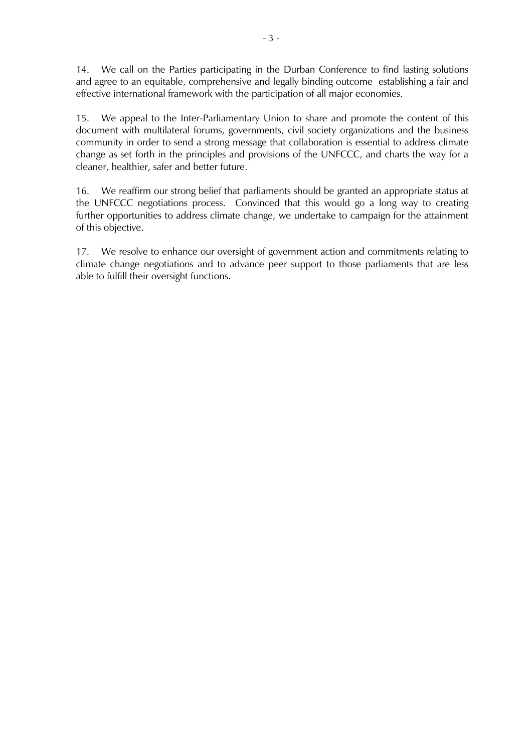14. We call on the Parties participating in the Durban Conference to find lasting solutions and agree to an equitable, comprehensive and legally binding outcome establishing a fair and effective international framework with the participation of all major economies.

15. We appeal to the Inter-Parliamentary Union to share and promote the content of this document with multilateral forums, governments, civil society organizations and the business community in order to send a strong message that collaboration is essential to address climate change as set forth in the principles and provisions of the UNFCCC, and charts the way for a cleaner, healthier, safer and better future.

16. We reaffirm our strong belief that parliaments should be granted an appropriate status at the UNFCCC negotiations process. Convinced that this would go a long way to creating further opportunities to address climate change, we undertake to campaign for the attainment of this objective.

17. We resolve to enhance our oversight of government action and commitments relating to climate change negotiations and to advance peer support to those parliaments that are less able to fulfill their oversight functions.